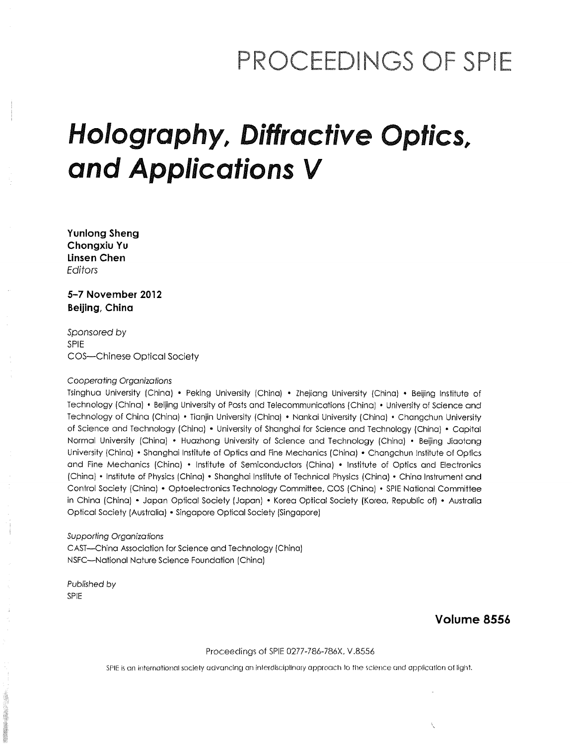# PROCEEDINGS OF SPIE

# *Holography, Diffractive Optics, and Applications V*

**Yunlong Sheng**
**Chongxiu Yu**
**Linsen Chen**
*Editors*

**5–7 November 2012**
**Beijing, China**

*Sponsored by*
SPIE
COS—Chinese Optical Society

*Cooperating Organizations*
Tsinghua University (China) • Peking University (China) • Zhejiang University (China) • Beijing Institute of Technology (China) • Beijing University of Posts and Telecommunications (China) • University of Science and Technology of China (China) • Tianjin University (China) • Nankai University (China) • Changchun University of Science and Technology (China) • University of Shanghai for Science and Technology (China) • Capital Normal University (China) • Huazhong University of Science and Technology (China) • Beijing Jiaotong University (China) • Shanghai Institute of Optics and Fine Mechanics (China) • Changchun Institute of Optics and Fine Mechanics (China) • Institute of Semiconductors (China) • Institute of Optics and Electronics (China) • Institute of Physics (China) • Shanghai Institute of Technical Physics (China) • China Instrument and Control Society (China) • Optoelectronics Technology Committee, COS (China) • SPIE National Committee in China (China) • Japan Optical Society (Japan) • Korea Optical Society (Korea, Republic of) • Australia Optical Society (Australia) • Singapore Optical Society (Singapore)

*Supporting Organizations*
CAST—China Association for Science and Technology (China)
NSFC—National Nature Science Foundation (China)

*Published by*
SPIE

**Volume 8556**

Proceedings of SPIE 0277-786-786X, V.8556

SPIE is an international society advancing an interdisciplinary approach to the science and application of light.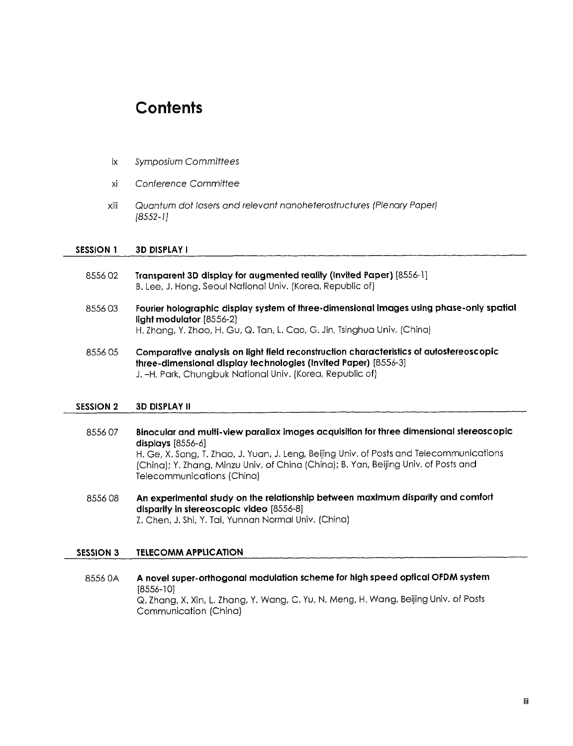# Contents

ix *Symposium Committees*

xi *Conference Committee*

xiii *Quantum dot lasers and relevant nanoheterostructures (Plenary Paper) [8552-1]*

## SESSION 1 3D DISPLAY I

8556 02 **Transparent 3D display for augmented reality (Invited Paper)** [8556-1]
B. Lee, J. Hong, Seoul National Univ. (Korea, Republic of)

8556 03 **Fourier holographic display system of three-dimensional images using phase-only spatial light modulator** [8556-2]
H. Zhang, Y. Zhao, H. Gu, Q. Tan, L. Cao, G. Jin, Tsinghua Univ. (China)

8556 05 **Comparative analysis on light field reconstruction characteristics of autostereoscopic three-dimensional display technologies (Invited Paper)** [8556-3]
J. -H. Park, Chungbuk National Univ. (Korea, Republic of)

## SESSION 2 3D DISPLAY II

8556 07 **Binocular and multi-view parallax images acquisition for three dimensional stereoscopic displays** [8556-6]
H. Ge, X. Sang, T. Zhao, J. Yuan, J. Leng, Beijing Univ. of Posts and Telecommunications (China); Y. Zhang, Minzu Univ. of China (China); B. Yan, Beijing Univ. of Posts and Telecommunications (China)

8556 08 **An experimental study on the relationship between maximum disparity and comfort disparity in stereoscopic video** [8556-8]
Z. Chen, J. Shi, Y. Tai, Yunnan Normal Univ. (China)

## SESSION 3 TELECOMM APPLICATION

8556 0A **A novel super-orthogonal modulation scheme for high speed optical OFDM system** [8556-10]
Q. Zhang, X. Xin, L. Zhang, Y. Wang, C. Yu, N. Meng, H. Wang, Beijing Univ. of Posts Communication (China)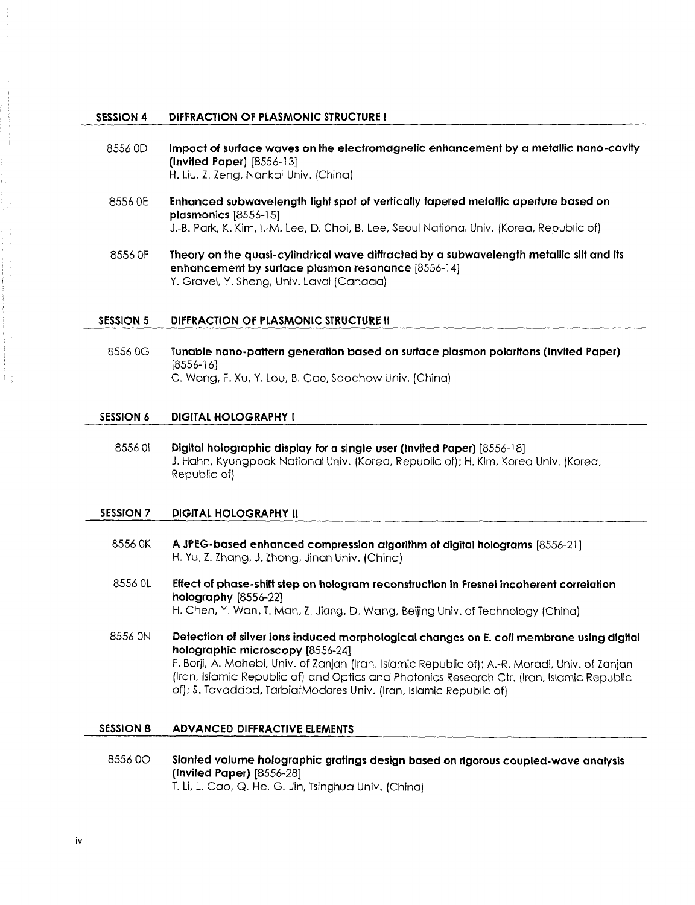## SESSION 4 DIFFRACTION OF PLASMONIC STRUCTURE I

8556 0D **Impact of surface waves on the electromagnetic enhancement by a metallic nano-cavity (Invited Paper)** [8556-13]
H. Liu, Z. Zeng, Nankai Univ. (China)

8556 0E **Enhanced subwavelength light spot of vertically tapered metallic aperture based on plasmonics** [8556-15]
J.-B. Park, K. Kim, I.-M. Lee, D. Choi, B. Lee, Seoul National Univ. (Korea, Republic of)

8556 0F **Theory on the quasi-cylindrical wave diffracted by a subwavelength metallic slit and its enhancement by surface plasmon resonance** [8556-14]
Y. Gravel, Y. Sheng, Univ. Laval (Canada)

## SESSION 5 DIFFRACTION OF PLASMONIC STRUCTURE II

8556 0G **Tunable nano-pattern generation based on surface plasmon polaritons (Invited Paper)** [8556-16]
C. Wang, F. Xu, Y. Lou, B. Cao, Soochow Univ. (China)

## SESSION 6 DIGITAL HOLOGRAPHY I

8556 0I **Digital holographic display for a single user (Invited Paper)** [8556-18]
J. Hahn, Kyungpook National Univ. (Korea, Republic of); H. Kim, Korea Univ. (Korea, Republic of)

## SESSION 7 DIGITAL HOLOGRAPHY II

8556 0K **A JPEG-based enhanced compression algorithm of digital holograms** [8556-21]
H. Yu, Z. Zhang, J. Zhong, Jinan Univ. (China)

8556 0L **Effect of phase-shift step on hologram reconstruction in Fresnel incoherent correlation holography** [8556-22]
H. Chen, Y. Wan, T. Man, Z. Jiang, D. Wang, Beijing Univ. of Technology (China)

8556 0N **Detection of silver ions induced morphological changes on *E. coli* membrane using digital holographic microscopy** [8556-24]
F. Borji, A. Mohebi, Univ. of Zanjan (Iran, Islamic Republic of); A.-R. Moradi, Univ. of Zanjan (Iran, Islamic Republic of) and Optics and Photonics Research Ctr. (Iran, Islamic Republic of); S. Tavaddod, TarbiatModares Univ. (Iran, Islamic Republic of)

## SESSION 8 ADVANCED DIFFRACTIVE ELEMENTS

8556 0O **Slanted volume holographic gratings design based on rigorous coupled-wave analysis (Invited Paper)** [8556-28]
T. Li, L. Cao, Q. He, G. Jin, Tsinghua Univ. (China)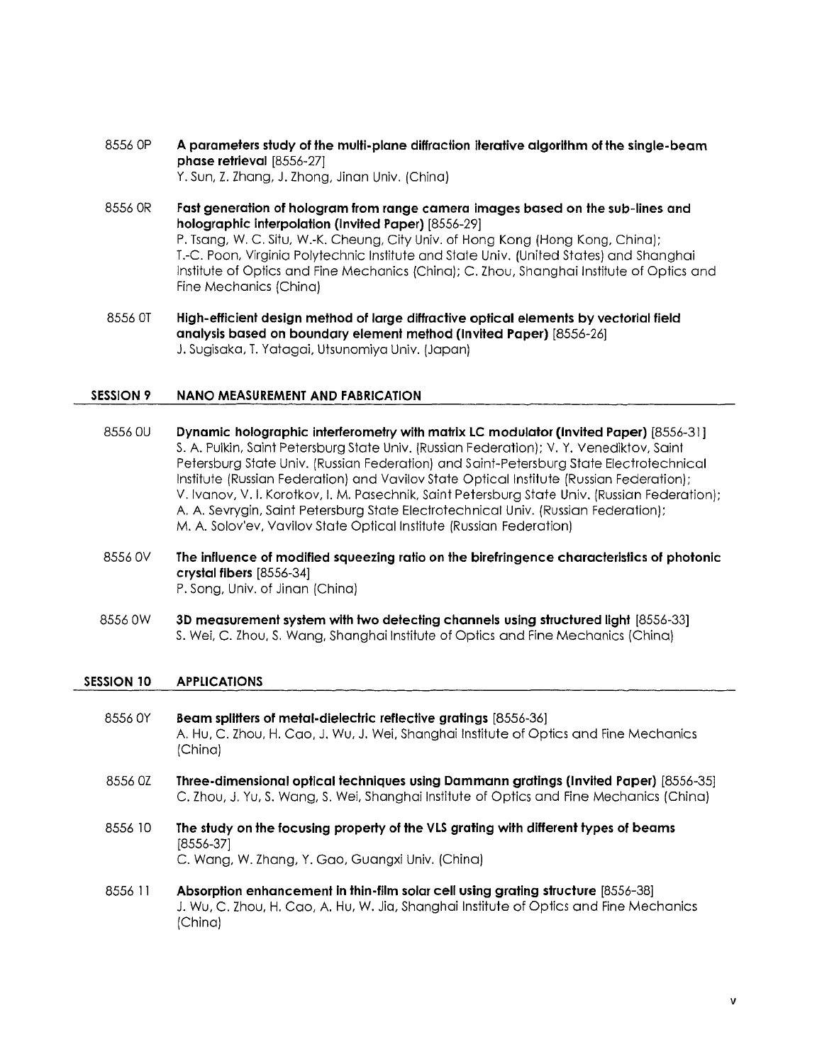8556 0P **A parameters study of the multi-plane diffraction iterative algorithm of the single-beam phase retrieval** [8556-27]
Y. Sun, Z. Zhang, J. Zhong, Jinan Univ. (China)

8556 0R **Fast generation of hologram from range camera images based on the sub-lines and holographic interpolation (Invited Paper)** [8556-29]
P. Tsang, W. C. Situ, W.-K. Cheung, City Univ. of Hong Kong (Hong Kong, China); T.-C. Poon, Virginia Polytechnic Institute and State Univ. (United States) and Shanghai Institute of Optics and Fine Mechanics (China); C. Zhou, Shanghai Institute of Optics and Fine Mechanics (China)

8556 0T **High-efficient design method of large diffractive optical elements by vectorial field analysis based on boundary element method (Invited Paper)** [8556-26]
J. Sugisaka, T. Yatagai, Utsunomiya Univ. (Japan)

## SESSION 9 NANO MEASUREMENT AND FABRICATION

8556 0U **Dynamic holographic interferometry with matrix LC modulator (Invited Paper)** [8556-31]
S. A. Pulkin, Saint Petersburg State Univ. (Russian Federation); V. Y. Venediktov, Saint Petersburg State Univ. (Russian Federation) and Saint-Petersburg State Electrotechnical Institute (Russian Federation) and Vavilov State Optical Institute (Russian Federation); V. Ivanov, V. I. Korotkov, I. M. Pasechnik, Saint Petersburg State Univ. (Russian Federation); A. A. Sevrygin, Saint Petersburg State Electrotechnical Univ. (Russian Federation); M. A. Solov'ev, Vavilov State Optical Institute (Russian Federation)

8556 0V **The influence of modified squeezing ratio on the birefringence characteristics of photonic crystal fibers** [8556-34]
P. Song, Univ. of Jinan (China)

8556 0W **3D measurement system with two detecting channels using structured light** [8556-33]
S. Wei, C. Zhou, S. Wang, Shanghai Institute of Optics and Fine Mechanics (China)

## SESSION 10 APPLICATIONS

8556 0Y **Beam splitters of metal-dielectric reflective gratings** [8556-36]
A. Hu, C. Zhou, H. Cao, J. Wu, J. Wei, Shanghai Institute of Optics and Fine Mechanics (China)

8556 0Z **Three-dimensional optical techniques using Dammann gratings (Invited Paper)** [8556-35]
C. Zhou, J. Yu, S. Wang, S. Wei, Shanghai Institute of Optics and Fine Mechanics (China)

8556 10 **The study on the focusing property of the VLS grating with different types of beams** [8556-37]
C. Wang, W. Zhang, Y. Gao, Guangxi Univ. (China)

8556 11 **Absorption enhancement in thin-film solar cell using grating structure** [8556-38]
J. Wu, C. Zhou, H. Cao, A. Hu, W. Jia, Shanghai Institute of Optics and Fine Mechanics (China)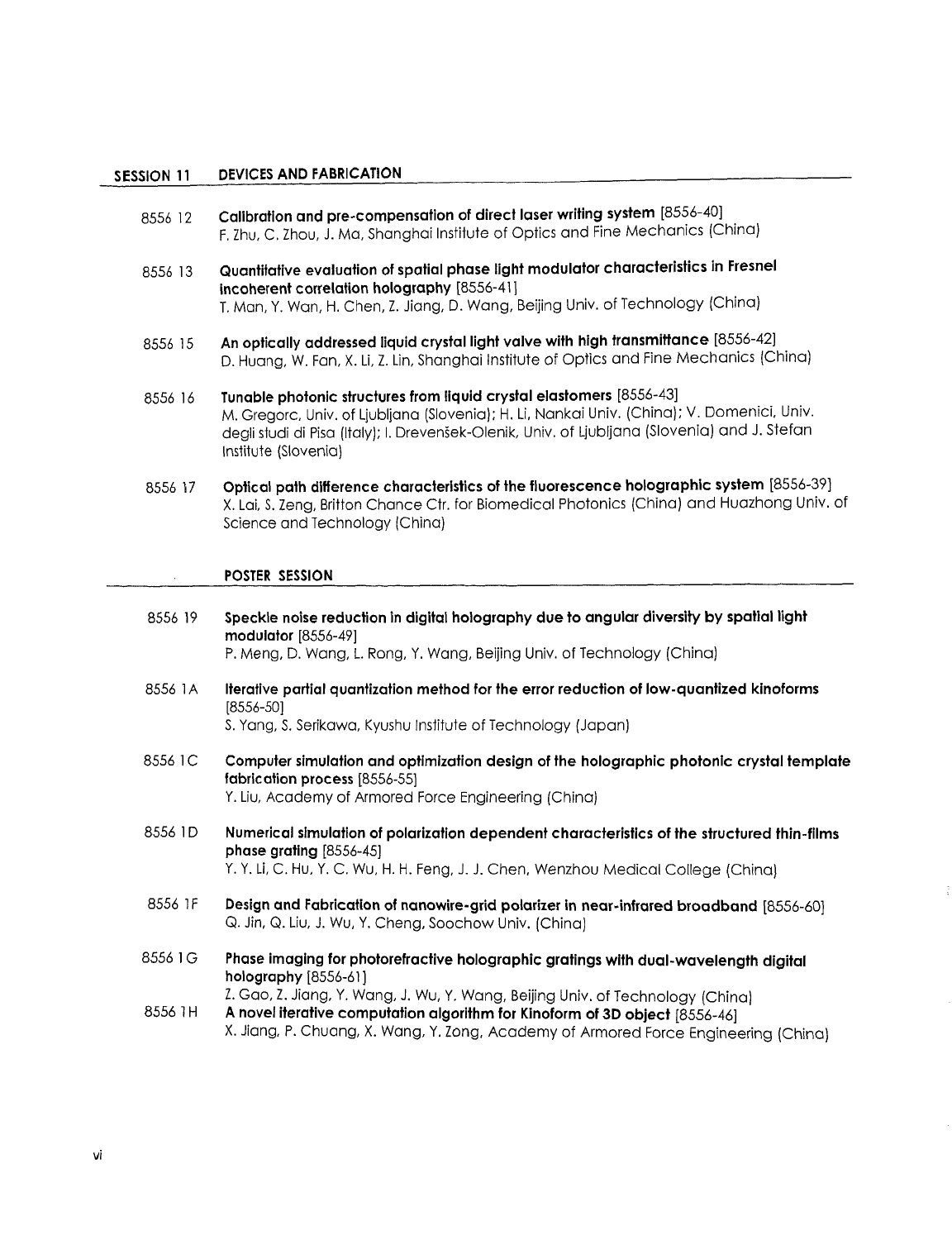## SESSION 11 DEVICES AND FABRICATION

8556 12 **Calibration and pre-compensation of direct laser writing system** [8556-40]
F. Zhu, C. Zhou, J. Ma, Shanghai Institute of Optics and Fine Mechanics (China)

8556 13 **Quantitative evaluation of spatial phase light modulator characteristics in Fresnel incoherent correlation holography** [8556-41]
T. Man, Y. Wan, H. Chen, Z. Jiang, D. Wang, Beijing Univ. of Technology (China)

8556 15 **An optically addressed liquid crystal light valve with high transmittance** [8556-42]
D. Huang, W. Fan, X. Li, Z. Lin, Shanghai Institute of Optics and Fine Mechanics (China)

8556 16 **Tunable photonic structures from liquid crystal elastomers** [8556-43]
M. Gregorc, Univ. of Ljubljana (Slovenia); H. Li, Nankai Univ. (China); V. Domenici, Univ. degli studi di Pisa (Italy); I. Drevenšek-Olenik, Univ. of Ljubljana (Slovenia) and J. Stefan Institute (Slovenia)

8556 17 **Optical path difference characteristics of the fluorescence holographic system** [8556-39]
X. Lai, S. Zeng, Britton Chance Ctr. for Biomedical Photonics (China) and Huazhong Univ. of Science and Technology (China)

## POSTER SESSION

8556 19 **Speckle noise reduction in digital holography due to angular diversity by spatial light modulator** [8556-49]
P. Meng, D. Wang, L. Rong, Y. Wang, Beijing Univ. of Technology (China)

8556 1A **Iterative partial quantization method for the error reduction of low-quantized kinoforms** [8556-50]
S. Yang, S. Serikawa, Kyushu Institute of Technology (Japan)

8556 1C **Computer simulation and optimization design of the holographic photonic crystal template fabrication process** [8556-55]
Y. Liu, Academy of Armored Force Engineering (China)

8556 1D **Numerical simulation of polarization dependent characteristics of the structured thin-films phase grating** [8556-45]
Y. Y. Li, C. Hu, Y. C. Wu, H. H. Feng, J. J. Chen, Wenzhou Medical College (China)

8556 1F **Design and Fabrication of nanowire-grid polarizer in near-infrared broadband** [8556-60]
Q. Jin, Q. Liu, J. Wu, Y. Cheng, Soochow Univ. (China)

8556 1G **Phase imaging for photorefractive holographic gratings with dual-wavelength digital holography** [8556-61]
Z. Gao, Z. Jiang, Y. Wang, J. Wu, Y. Wang, Beijing Univ. of Technology (China)

8556 1H **A novel iterative computation algorithm for Kinoform of 3D object** [8556-46]
X. Jiang, P. Chuang, X. Wang, Y. Zong, Academy of Armored Force Engineering (China)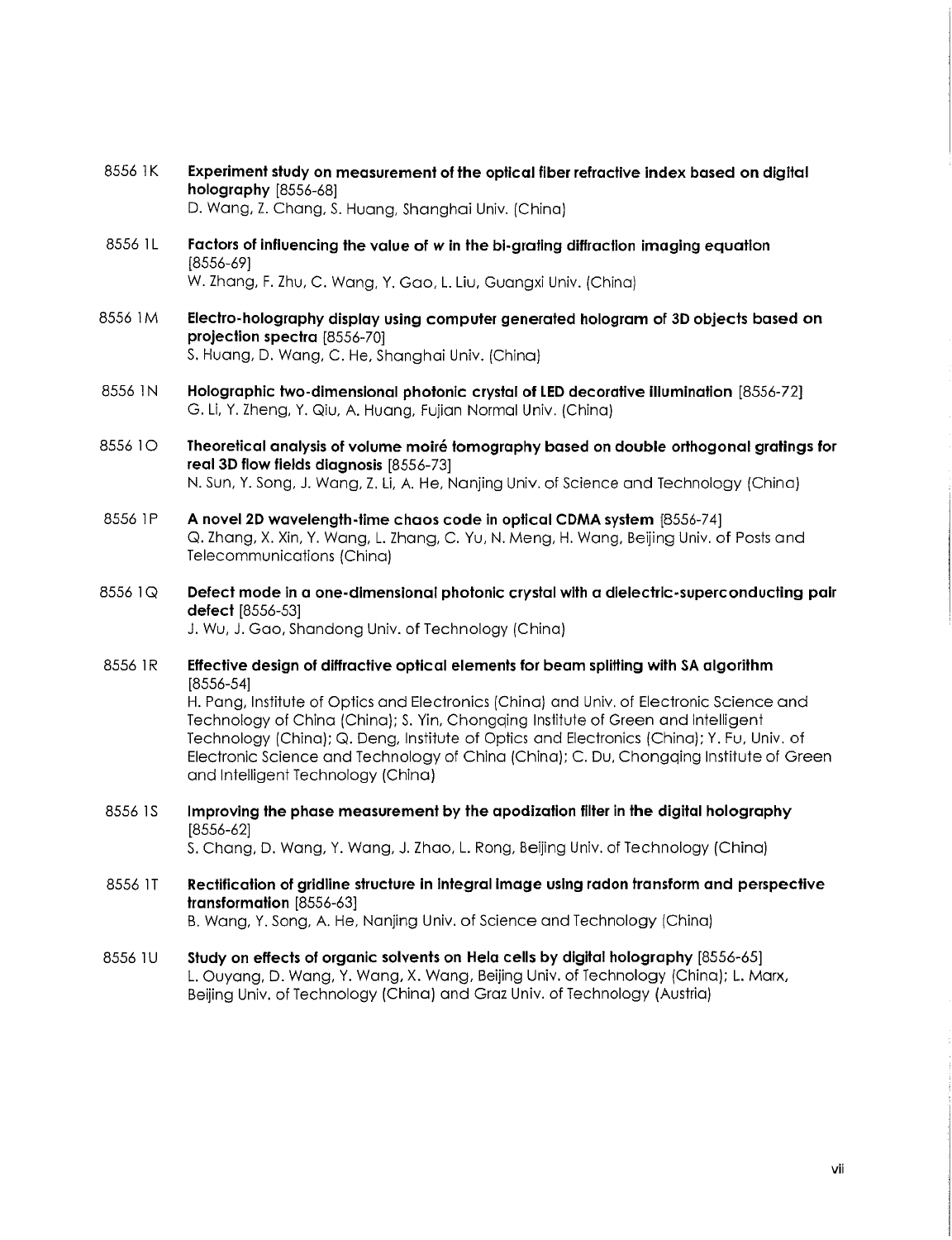8556 1K **Experiment study on measurement of the optical fiber refractive index based on digital holography** [8556-68]
D. Wang, Z. Chang, S. Huang, Shanghai Univ. (China)

8556 1L **Factors of influencing the value of w in the bi-grating diffraction imaging equation** [8556-69]
W. Zhang, F. Zhu, C. Wang, Y. Gao, L. Liu, Guangxi Univ. (China)

8556 1M **Electro-holography display using computer generated hologram of 3D objects based on projection spectra** [8556-70]
S. Huang, D. Wang, C. He, Shanghai Univ. (China)

8556 1N **Holographic two-dimensional photonic crystal of LED decorative illumination** [8556-72]
G. Li, Y. Zheng, Y. Qiu, A. Huang, Fujian Normal Univ. (China)

8556 1O **Theoretical analysis of volume moiré tomography based on double orthogonal gratings for real 3D flow fields diagnosis** [8556-73]
N. Sun, Y. Song, J. Wang, Z. Li, A. He, Nanjing Univ. of Science and Technology (China)

8556 1P **A novel 2D wavelength-time chaos code in optical CDMA system** [8556-74]
Q. Zhang, X. Xin, Y. Wang, L. Zhang, C. Yu, N. Meng, H. Wang, Beijing Univ. of Posts and Telecommunications (China)

8556 1Q **Defect mode in a one-dimensional photonic crystal with a dielectric-superconducting pair defect** [8556-53]
J. Wu, J. Gao, Shandong Univ. of Technology (China)

8556 1R **Effective design of diffractive optical elements for beam splitting with SA algorithm** [8556-54]
H. Pang, Institute of Optics and Electronics (China) and Univ. of Electronic Science and Technology of China (China); S. Yin, Chongqing Institute of Green and Intelligent Technology (China); Q. Deng, Institute of Optics and Electronics (China); Y. Fu, Univ. of Electronic Science and Technology of China (China); C. Du, Chongqing Institute of Green and Intelligent Technology (China)

8556 1S **Improving the phase measurement by the apodization filter in the digital holography** [8556-62]
S. Chang, D. Wang, Y. Wang, J. Zhao, L. Rong, Beijing Univ. of Technology (China)

8556 1T **Rectification of gridline structure in integral image using radon transform and perspective transformation** [8556-63]
B. Wang, Y. Song, A. He, Nanjing Univ. of Science and Technology (China)

8556 1U **Study on effects of organic solvents on Hela cells by digital holography** [8556-65]
L. Ouyang, D. Wang, Y. Wang, X. Wang, Beijing Univ. of Technology (China); L. Marx, Beijing Univ. of Technology (China) and Graz Univ. of Technology (Austria)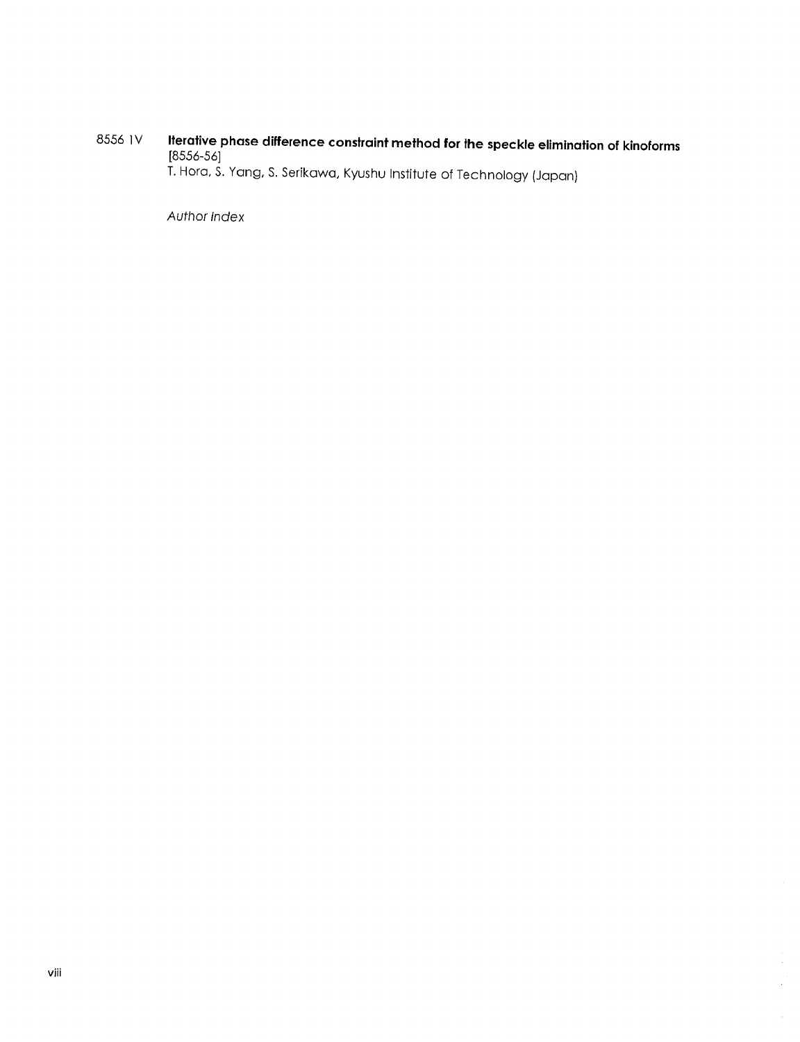8556 1V **Iterative phase difference constraint method for the speckle elimination of kinoforms** [8556-56]
T. Hora, S. Yang, S. Serikawa, Kyushu Institute of Technology (Japan)

*Author Index*